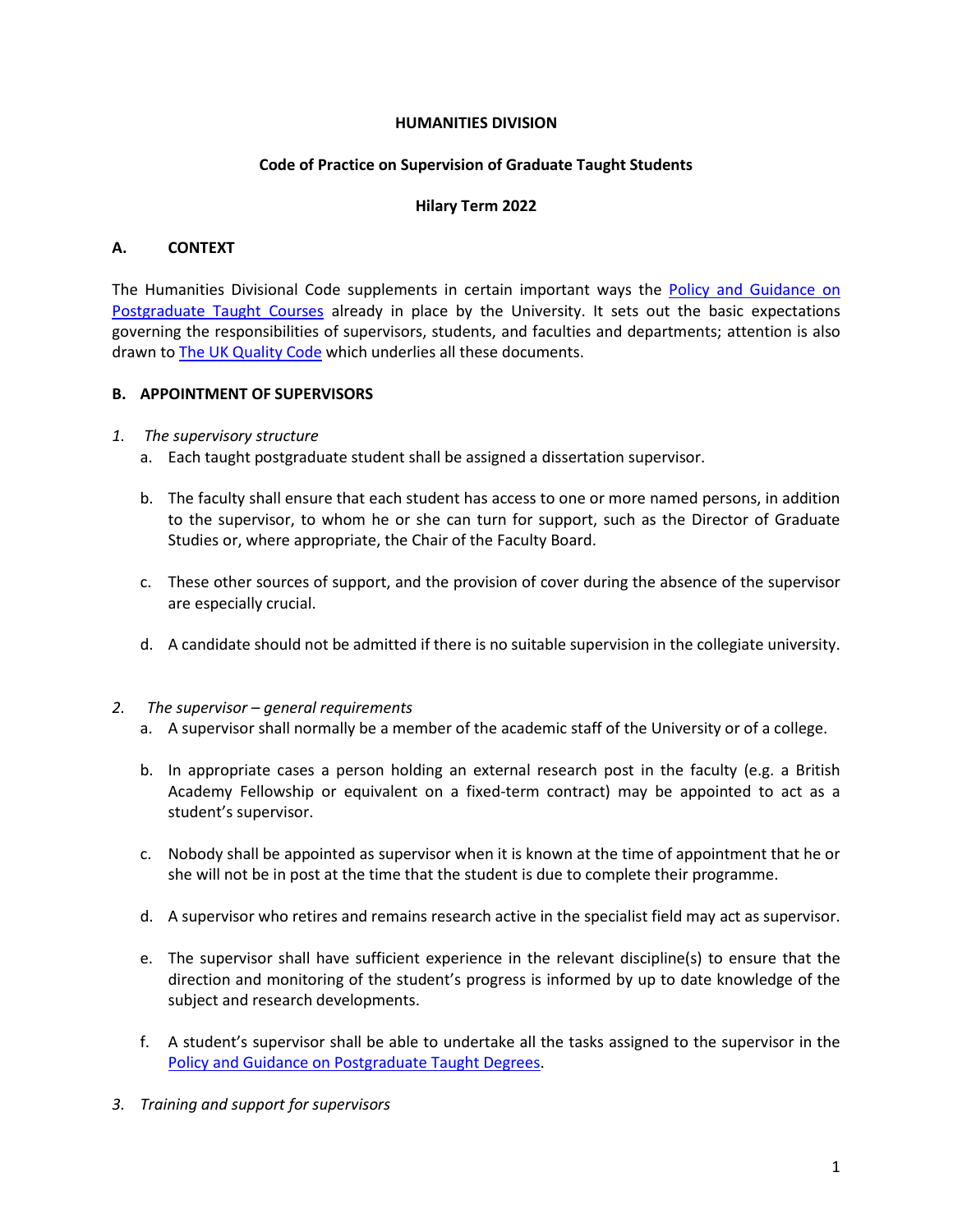**HUMANITIES DIVISION**

**Code of Practice on Supervision of Graduate Taught Students**

**Hilary Term 2022**

## A. CONTEXT

The Humanities Divisional Code supplements in certain important ways the [Policy and Guidance on Postgraduate Taught Courses]() already in place by the University. It sets out the basic expectations governing the responsibilities of supervisors, students, and faculties and departments; attention is also drawn to [The UK Quality Code]() which underlies all these documents.

## B. APPOINTMENT OF SUPERVISORS

1. *The supervisory structure*
   a. Each taught postgraduate student shall be assigned a dissertation supervisor.

   b. The faculty shall ensure that each student has access to one or more named persons, in addition to the supervisor, to whom he or she can turn for support, such as the Director of Graduate Studies or, where appropriate, the Chair of the Faculty Board.

   c. These other sources of support, and the provision of cover during the absence of the supervisor are especially crucial.

   d. A candidate should not be admitted if there is no suitable supervision in the collegiate university.

2. *The supervisor – general requirements*
   a. A supervisor shall normally be a member of the academic staff of the University or of a college.

   b. In appropriate cases a person holding an external research post in the faculty (e.g. a British Academy Fellowship or equivalent on a fixed-term contract) may be appointed to act as a student's supervisor.

   c. Nobody shall be appointed as supervisor when it is known at the time of appointment that he or she will not be in post at the time that the student is due to complete their programme.

   d. A supervisor who retires and remains research active in the specialist field may act as supervisor.

   e. The supervisor shall have sufficient experience in the relevant discipline(s) to ensure that the direction and monitoring of the student's progress is informed by up to date knowledge of the subject and research developments.

   f. A student's supervisor shall be able to undertake all the tasks assigned to the supervisor in the [Policy and Guidance on Postgraduate Taught Degrees]().

3. *Training and support for supervisors*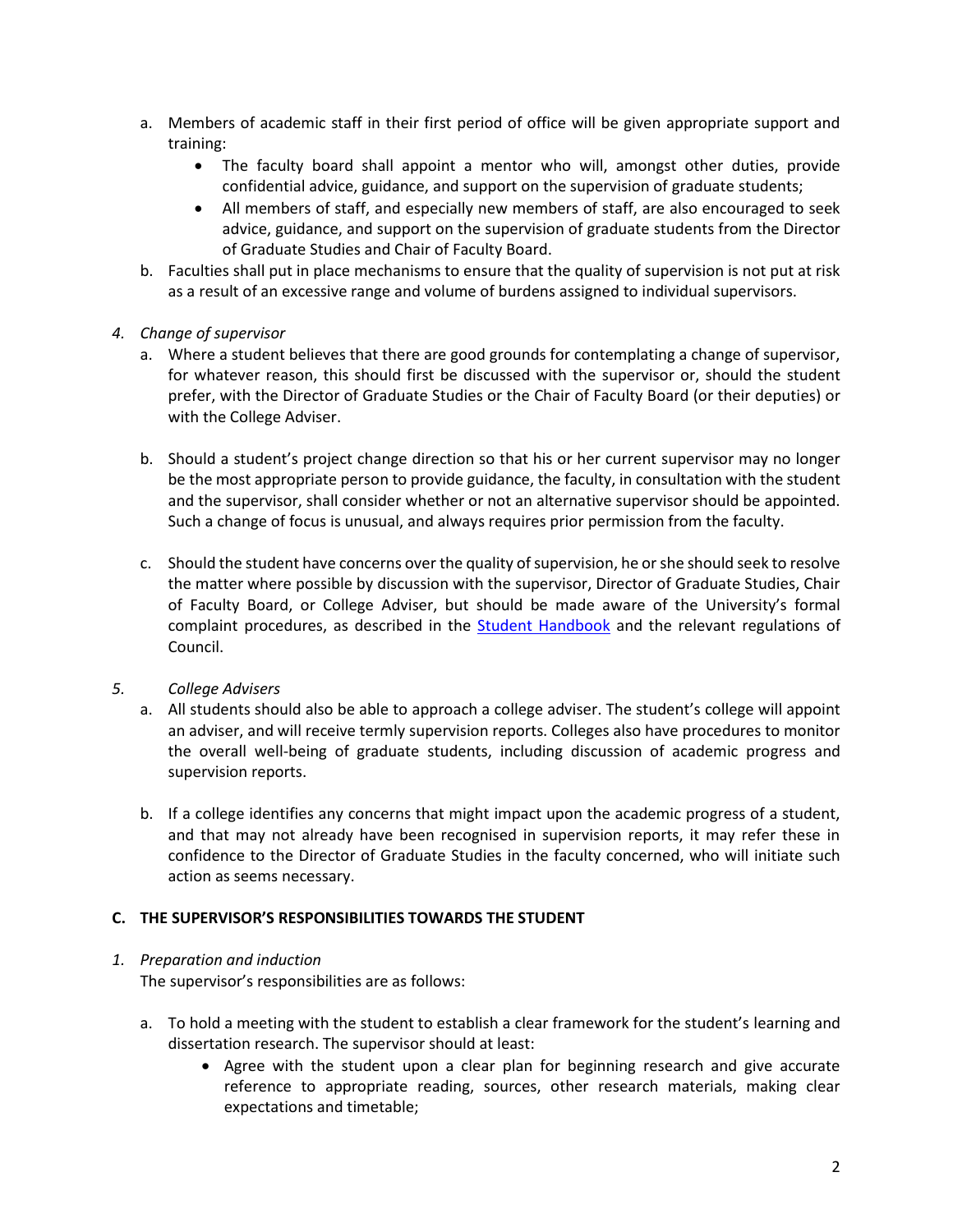a. Members of academic staff in their first period of office will be given appropriate support and training:
    - The faculty board shall appoint a mentor who will, amongst other duties, provide confidential advice, guidance, and support on the supervision of graduate students;
    - All members of staff, and especially new members of staff, are also encouraged to seek advice, guidance, and support on the supervision of graduate students from the Director of Graduate Studies and Chair of Faculty Board.
b. Faculties shall put in place mechanisms to ensure that the quality of supervision is not put at risk as a result of an excessive range and volume of burdens assigned to individual supervisors.

*4. Change of supervisor*

a. Where a student believes that there are good grounds for contemplating a change of supervisor, for whatever reason, this should first be discussed with the supervisor or, should the student prefer, with the Director of Graduate Studies or the Chair of Faculty Board (or their deputies) or with the College Adviser.

b. Should a student's project change direction so that his or her current supervisor may no longer be the most appropriate person to provide guidance, the faculty, in consultation with the student and the supervisor, shall consider whether or not an alternative supervisor should be appointed. Such a change of focus is unusual, and always requires prior permission from the faculty.

c. Should the student have concerns over the quality of supervision, he or she should seek to resolve the matter where possible by discussion with the supervisor, Director of Graduate Studies, Chair of Faculty Board, or College Adviser, but should be made aware of the University's formal complaint procedures, as described in the Student Handbook and the relevant regulations of Council.

*5. College Advisers*

a. All students should also be able to approach a college adviser. The student's college will appoint an adviser, and will receive termly supervision reports. Colleges also have procedures to monitor the overall well-being of graduate students, including discussion of academic progress and supervision reports.

b. If a college identifies any concerns that might impact upon the academic progress of a student, and that may not already have been recognised in supervision reports, it may refer these in confidence to the Director of Graduate Studies in the faculty concerned, who will initiate such action as seems necessary.

## C. THE SUPERVISOR'S RESPONSIBILITIES TOWARDS THE STUDENT

*1. Preparation and induction*

The supervisor's responsibilities are as follows:

a. To hold a meeting with the student to establish a clear framework for the student's learning and dissertation research. The supervisor should at least:
    - Agree with the student upon a clear plan for beginning research and give accurate reference to appropriate reading, sources, other research materials, making clear expectations and timetable;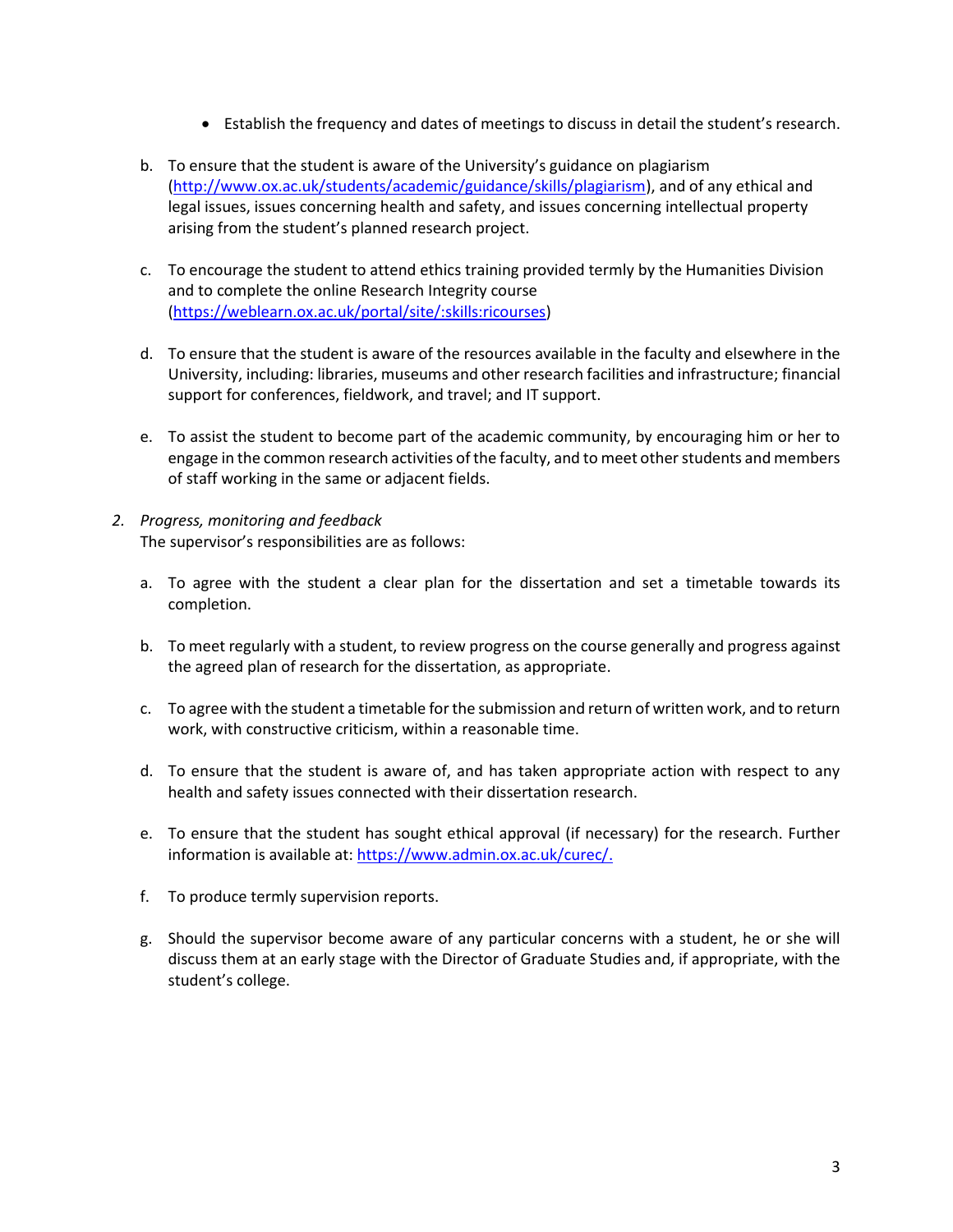- Establish the frequency and dates of meetings to discuss in detail the student's research.

b. To ensure that the student is aware of the University's guidance on plagiarism (http://www.ox.ac.uk/students/academic/guidance/skills/plagiarism), and of any ethical and legal issues, issues concerning health and safety, and issues concerning intellectual property arising from the student's planned research project.

c. To encourage the student to attend ethics training provided termly by the Humanities Division and to complete the online Research Integrity course (https://weblearn.ox.ac.uk/portal/site/:skills:ricourses)

d. To ensure that the student is aware of the resources available in the faculty and elsewhere in the University, including: libraries, museums and other research facilities and infrastructure; financial support for conferences, fieldwork, and travel; and IT support.

e. To assist the student to become part of the academic community, by encouraging him or her to engage in the common research activities of the faculty, and to meet other students and members of staff working in the same or adjacent fields.

2. *Progress, monitoring and feedback*

The supervisor's responsibilities are as follows:

a. To agree with the student a clear plan for the dissertation and set a timetable towards its completion.

b. To meet regularly with a student, to review progress on the course generally and progress against the agreed plan of research for the dissertation, as appropriate.

c. To agree with the student a timetable for the submission and return of written work, and to return work, with constructive criticism, within a reasonable time.

d. To ensure that the student is aware of, and has taken appropriate action with respect to any health and safety issues connected with their dissertation research.

e. To ensure that the student has sought ethical approval (if necessary) for the research. Further information is available at: https://www.admin.ox.ac.uk/curec/.

f. To produce termly supervision reports.

g. Should the supervisor become aware of any particular concerns with a student, he or she will discuss them at an early stage with the Director of Graduate Studies and, if appropriate, with the student's college.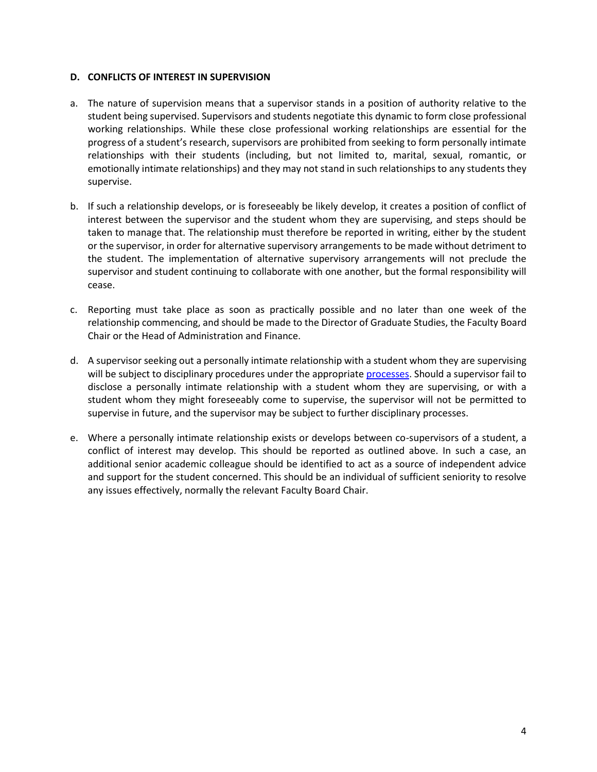### D. CONFLICTS OF INTEREST IN SUPERVISION

a. The nature of supervision means that a supervisor stands in a position of authority relative to the student being supervised. Supervisors and students negotiate this dynamic to form close professional working relationships. While these close professional working relationships are essential for the progress of a student's research, supervisors are prohibited from seeking to form personally intimate relationships with their students (including, but not limited to, marital, sexual, romantic, or emotionally intimate relationships) and they may not stand in such relationships to any students they supervise.

b. If such a relationship develops, or is foreseeably be likely develop, it creates a position of conflict of interest between the supervisor and the student whom they are supervising, and steps should be taken to manage that. The relationship must therefore be reported in writing, either by the student or the supervisor, in order for alternative supervisory arrangements to be made without detriment to the student. The implementation of alternative supervisory arrangements will not preclude the supervisor and student continuing to collaborate with one another, but the formal responsibility will cease.

c. Reporting must take place as soon as practically possible and no later than one week of the relationship commencing, and should be made to the Director of Graduate Studies, the Faculty Board Chair or the Head of Administration and Finance.

d. A supervisor seeking out a personally intimate relationship with a student whom they are supervising will be subject to disciplinary procedures under the appropriate processes. Should a supervisor fail to disclose a personally intimate relationship with a student whom they are supervising, or with a student whom they might foreseeably come to supervise, the supervisor will not be permitted to supervise in future, and the supervisor may be subject to further disciplinary processes.

e. Where a personally intimate relationship exists or develops between co-supervisors of a student, a conflict of interest may develop. This should be reported as outlined above. In such a case, an additional senior academic colleague should be identified to act as a source of independent advice and support for the student concerned. This should be an individual of sufficient seniority to resolve any issues effectively, normally the relevant Faculty Board Chair.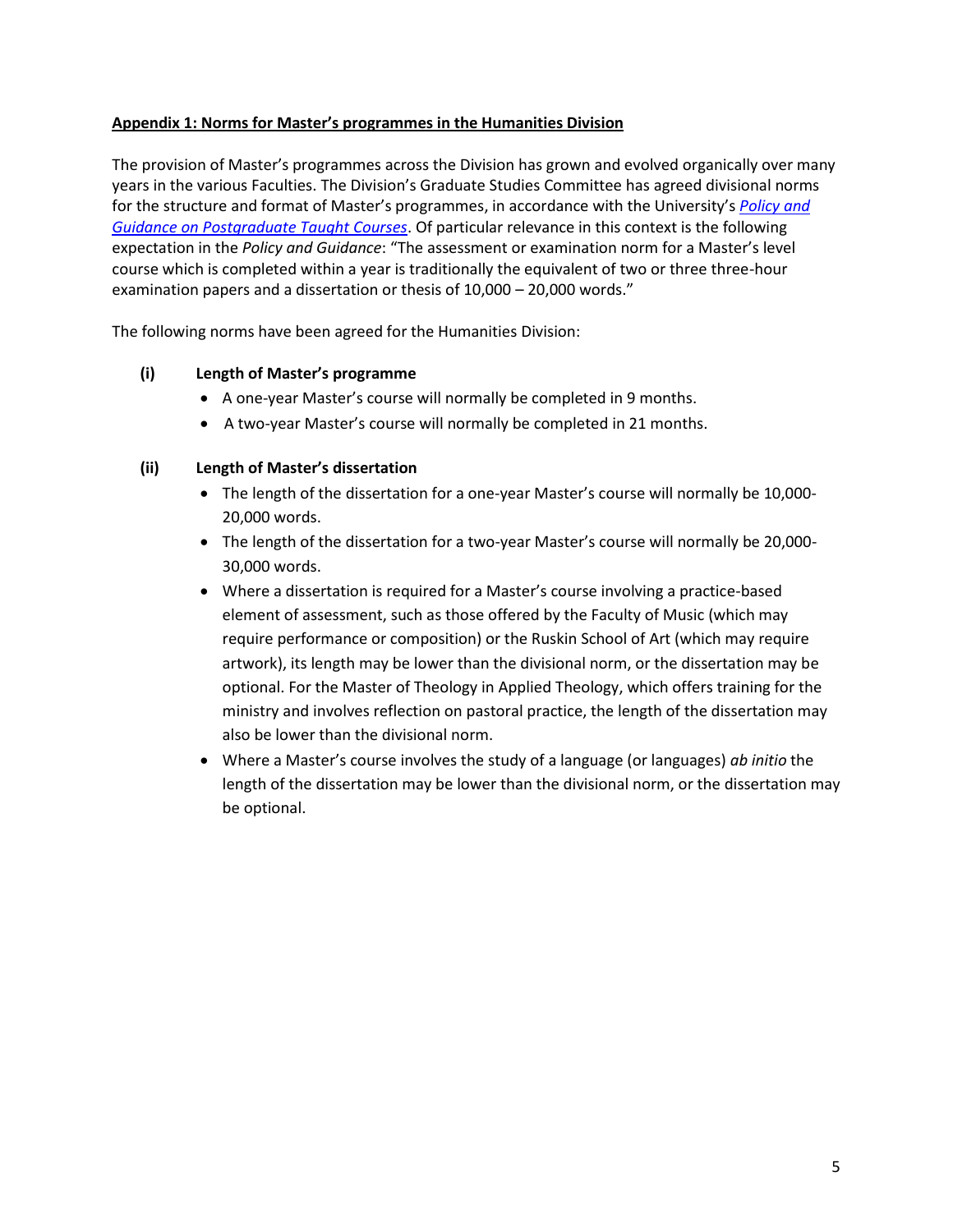## Appendix 1: Norms for Master's programmes in the Humanities Division

The provision of Master's programmes across the Division has grown and evolved organically over many years in the various Faculties. The Division's Graduate Studies Committee has agreed divisional norms for the structure and format of Master's programmes, in accordance with the University's [*Policy and Guidance on Postgraduate Taught Courses*](). Of particular relevance in this context is the following expectation in the *Policy and Guidance*: "The assessment or examination norm for a Master's level course which is completed within a year is traditionally the equivalent of two or three three-hour examination papers and a dissertation or thesis of 10,000 – 20,000 words."

The following norms have been agreed for the Humanities Division:

### (i) Length of Master's programme

- A one-year Master's course will normally be completed in 9 months.
- A two-year Master's course will normally be completed in 21 months.

### (ii) Length of Master's dissertation

- The length of the dissertation for a one-year Master's course will normally be 10,000-20,000 words.
- The length of the dissertation for a two-year Master's course will normally be 20,000-30,000 words.
- Where a dissertation is required for a Master's course involving a practice-based element of assessment, such as those offered by the Faculty of Music (which may require performance or composition) or the Ruskin School of Art (which may require artwork), its length may be lower than the divisional norm, or the dissertation may be optional. For the Master of Theology in Applied Theology, which offers training for the ministry and involves reflection on pastoral practice, the length of the dissertation may also be lower than the divisional norm.
- Where a Master's course involves the study of a language (or languages) *ab initio* the length of the dissertation may be lower than the divisional norm, or the dissertation may be optional.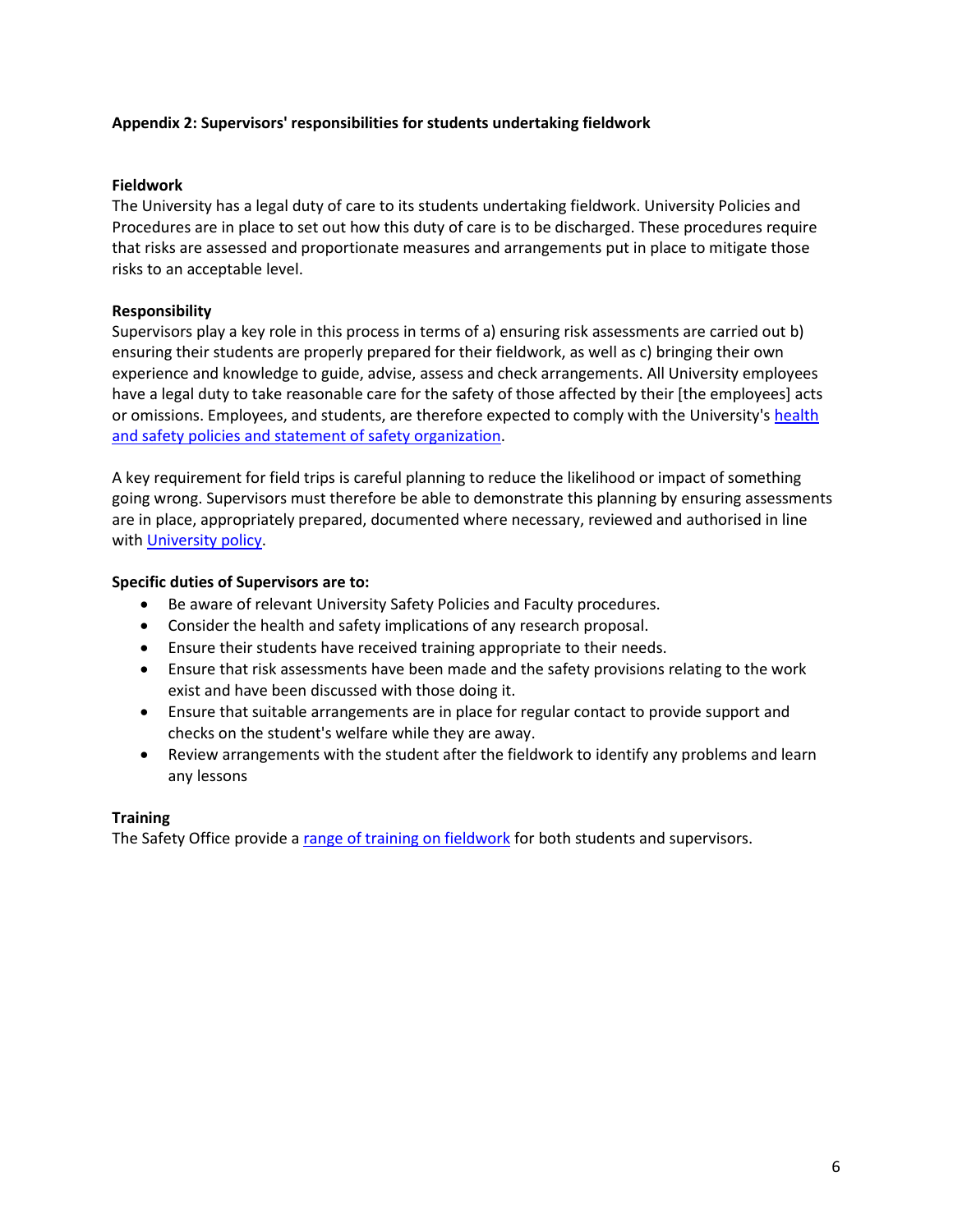**Appendix 2: Supervisors' responsibilities for students undertaking fieldwork**

**Fieldwork**

The University has a legal duty of care to its students undertaking fieldwork. University Policies and Procedures are in place to set out how this duty of care is to be discharged. These procedures require that risks are assessed and proportionate measures and arrangements put in place to mitigate those risks to an acceptable level.

**Responsibility**

Supervisors play a key role in this process in terms of a) ensuring risk assessments are carried out b) ensuring their students are properly prepared for their fieldwork, as well as c) bringing their own experience and knowledge to guide, advise, assess and check arrangements. All University employees have a legal duty to take reasonable care for the safety of those affected by their [the employees] acts or omissions. Employees, and students, are therefore expected to comply with the University's health and safety policies and statement of safety organization.

A key requirement for field trips is careful planning to reduce the likelihood or impact of something going wrong. Supervisors must therefore be able to demonstrate this planning by ensuring assessments are in place, appropriately prepared, documented where necessary, reviewed and authorised in line with University policy.

**Specific duties of Supervisors are to:**

- Be aware of relevant University Safety Policies and Faculty procedures.
- Consider the health and safety implications of any research proposal.
- Ensure their students have received training appropriate to their needs.
- Ensure that risk assessments have been made and the safety provisions relating to the work exist and have been discussed with those doing it.
- Ensure that suitable arrangements are in place for regular contact to provide support and checks on the student's welfare while they are away.
- Review arrangements with the student after the fieldwork to identify any problems and learn any lessons

**Training**

The Safety Office provide a range of training on fieldwork for both students and supervisors.